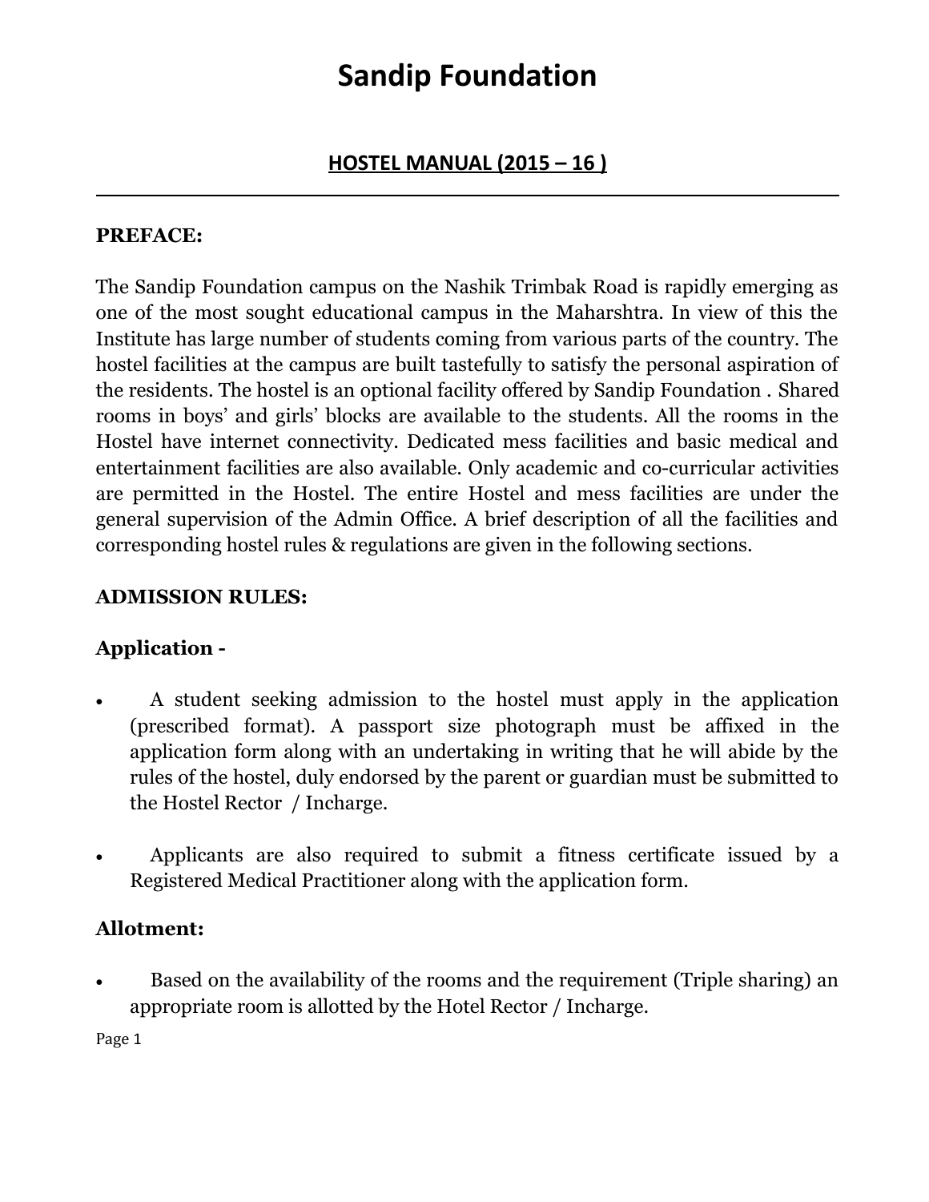# Sandip Foundation

## HOSTEL MANUAL (2015 – 16 )

---

**PREFACE:**

The Sandip Foundation campus on the Nashik Trimbak Road is rapidly emerging as one of the most sought educational campus in the Maharshtra. In view of this the Institute has large number of students coming from various parts of the country. The hostel facilities at the campus are built tastefully to satisfy the personal aspiration of the residents. The hostel is an optional facility offered by Sandip Foundation . Shared rooms in boys' and girls' blocks are available to the students. All the rooms in the Hostel have internet connectivity. Dedicated mess facilities and basic medical and entertainment facilities are also available. Only academic and co-curricular activities are permitted in the Hostel. The entire Hostel and mess facilities are under the general supervision of the Admin Office. A brief description of all the facilities and corresponding hostel rules & regulations are given in the following sections.

**ADMISSION RULES:**

### Application -

- A student seeking admission to the hostel must apply in the application (prescribed format). A passport size photograph must be affixed in the application form along with an undertaking in writing that he will abide by the rules of the hostel, duly endorsed by the parent or guardian must be submitted to the Hostel Rector / Incharge.
- Applicants are also required to submit a fitness certificate issued by a Registered Medical Practitioner along with the application form.

### Allotment:

- Based on the availability of the rooms and the requirement (Triple sharing) an appropriate room is allotted by the Hotel Rector / Incharge.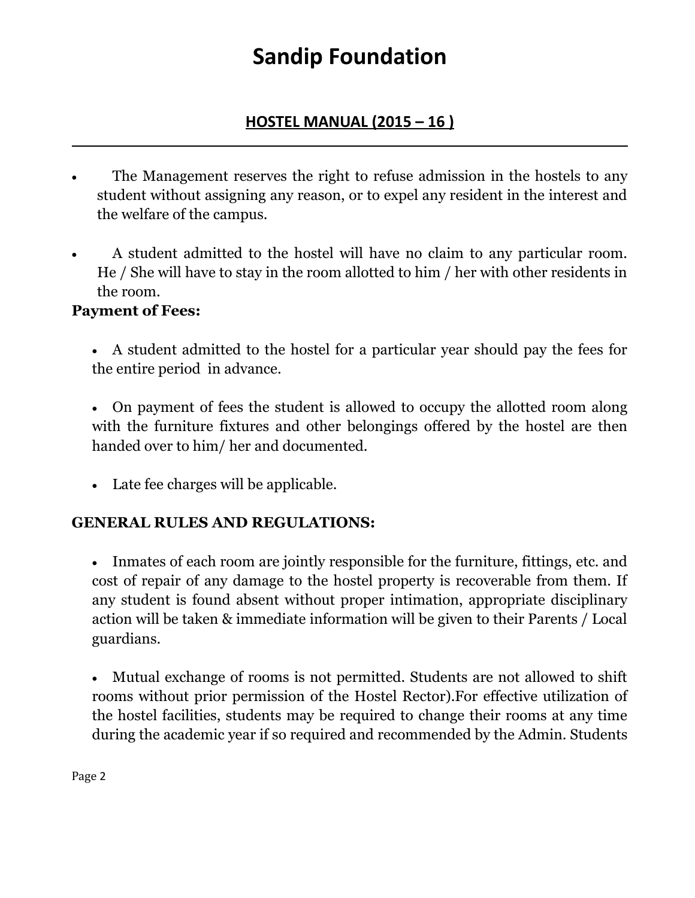# Sandip Foundation

## HOSTEL MANUAL (2015 – 16 )

- The Management reserves the right to refuse admission in the hostels to any student without assigning any reason, or to expel any resident in the interest and the welfare of the campus.
- A student admitted to the hostel will have no claim to any particular room. He / She will have to stay in the room allotted to him / her with other residents in the room.

**Payment of Fees:**

- A student admitted to the hostel for a particular year should pay the fees for the entire period in advance.
- On payment of fees the student is allowed to occupy the allotted room along with the furniture fixtures and other belongings offered by the hostel are then handed over to him/ her and documented.
- Late fee charges will be applicable.

**GENERAL RULES AND REGULATIONS:**

- Inmates of each room are jointly responsible for the furniture, fittings, etc. and cost of repair of any damage to the hostel property is recoverable from them. If any student is found absent without proper intimation, appropriate disciplinary action will be taken & immediate information will be given to their Parents / Local guardians.
- Mutual exchange of rooms is not permitted. Students are not allowed to shift rooms without prior permission of the Hostel Rector).For effective utilization of the hostel facilities, students may be required to change their rooms at any time during the academic year if so required and recommended by the Admin. Students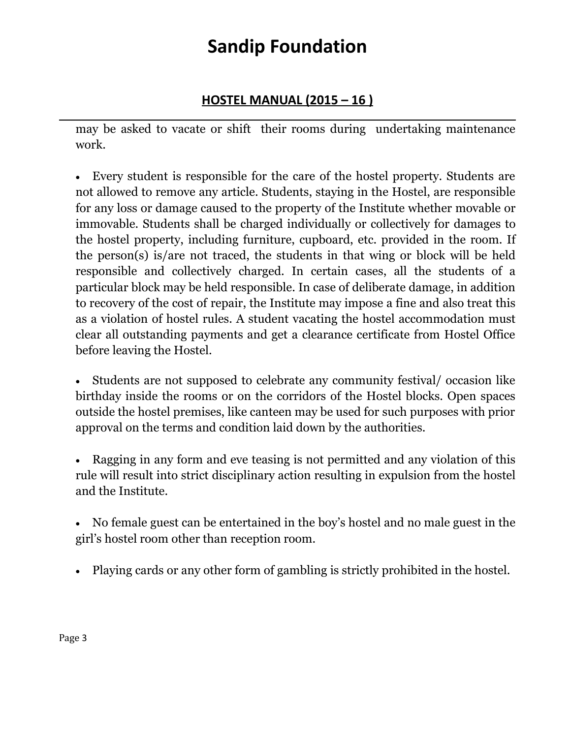may be asked to vacate or shift their rooms during undertaking maintenance work.

- Every student is responsible for the care of the hostel property. Students are not allowed to remove any article. Students, staying in the Hostel, are responsible for any loss or damage caused to the property of the Institute whether movable or immovable. Students shall be charged individually or collectively for damages to the hostel property, including furniture, cupboard, etc. provided in the room. If the person(s) is/are not traced, the students in that wing or block will be held responsible and collectively charged. In certain cases, all the students of a particular block may be held responsible. In case of deliberate damage, in addition to recovery of the cost of repair, the Institute may impose a fine and also treat this as a violation of hostel rules. A student vacating the hostel accommodation must clear all outstanding payments and get a clearance certificate from Hostel Office before leaving the Hostel.

- Students are not supposed to celebrate any community festival/ occasion like birthday inside the rooms or on the corridors of the Hostel blocks. Open spaces outside the hostel premises, like canteen may be used for such purposes with prior approval on the terms and condition laid down by the authorities.

- Ragging in any form and eve teasing is not permitted and any violation of this rule will result into strict disciplinary action resulting in expulsion from the hostel and the Institute.

- No female guest can be entertained in the boy's hostel and no male guest in the girl's hostel room other than reception room.

- Playing cards or any other form of gambling is strictly prohibited in the hostel.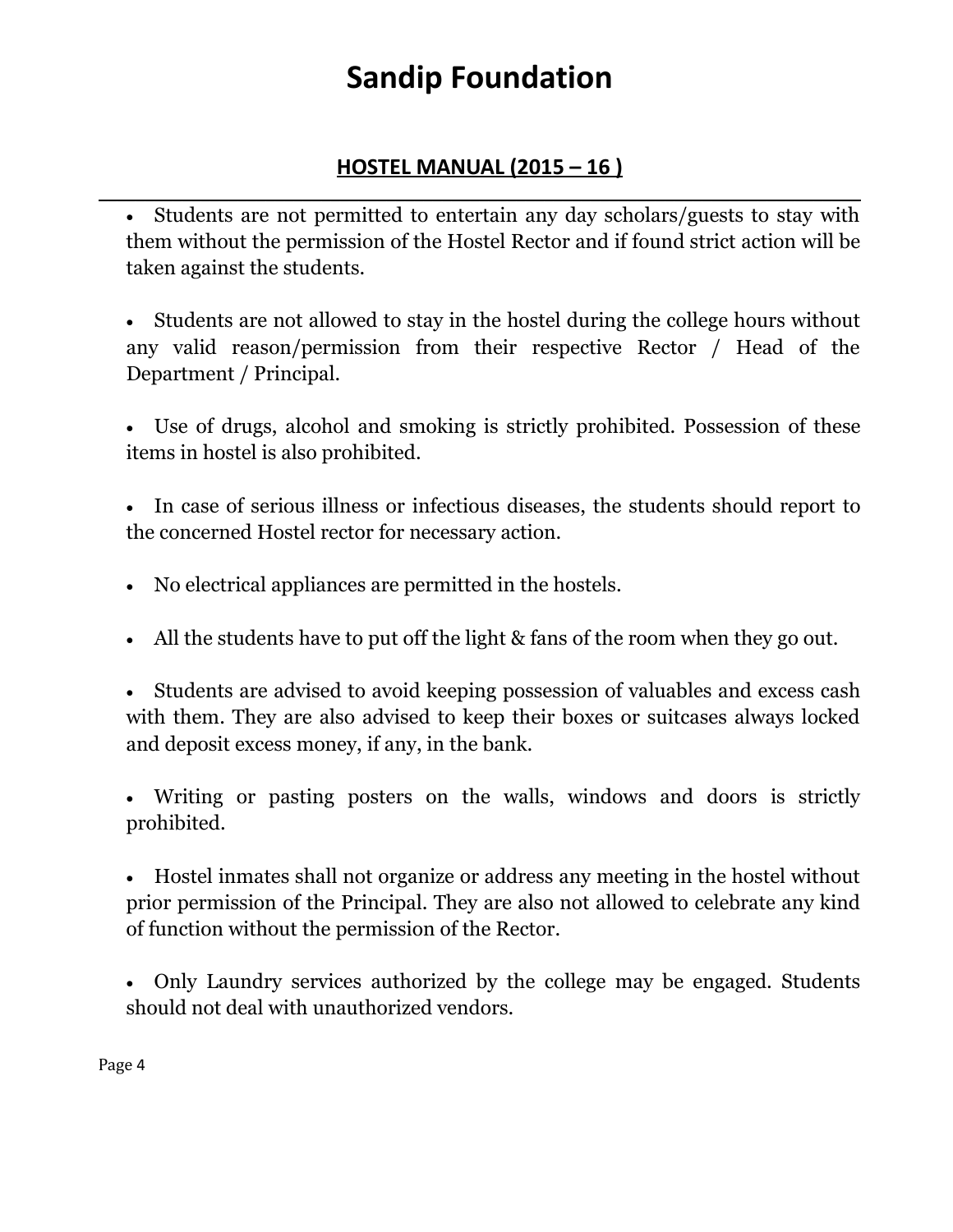# Sandip Foundation

## HOSTEL MANUAL (2015 – 16 )

- Students are not permitted to entertain any day scholars/guests to stay with them without the permission of the Hostel Rector and if found strict action will be taken against the students.

- Students are not allowed to stay in the hostel during the college hours without any valid reason/permission from their respective Rector / Head of the Department / Principal.

- Use of drugs, alcohol and smoking is strictly prohibited. Possession of these items in hostel is also prohibited.

- In case of serious illness or infectious diseases, the students should report to the concerned Hostel rector for necessary action.

- No electrical appliances are permitted in the hostels.

- All the students have to put off the light & fans of the room when they go out.

- Students are advised to avoid keeping possession of valuables and excess cash with them. They are also advised to keep their boxes or suitcases always locked and deposit excess money, if any, in the bank.

- Writing or pasting posters on the walls, windows and doors is strictly prohibited.

- Hostel inmates shall not organize or address any meeting in the hostel without prior permission of the Principal. They are also not allowed to celebrate any kind of function without the permission of the Rector.

- Only Laundry services authorized by the college may be engaged. Students should not deal with unauthorized vendors.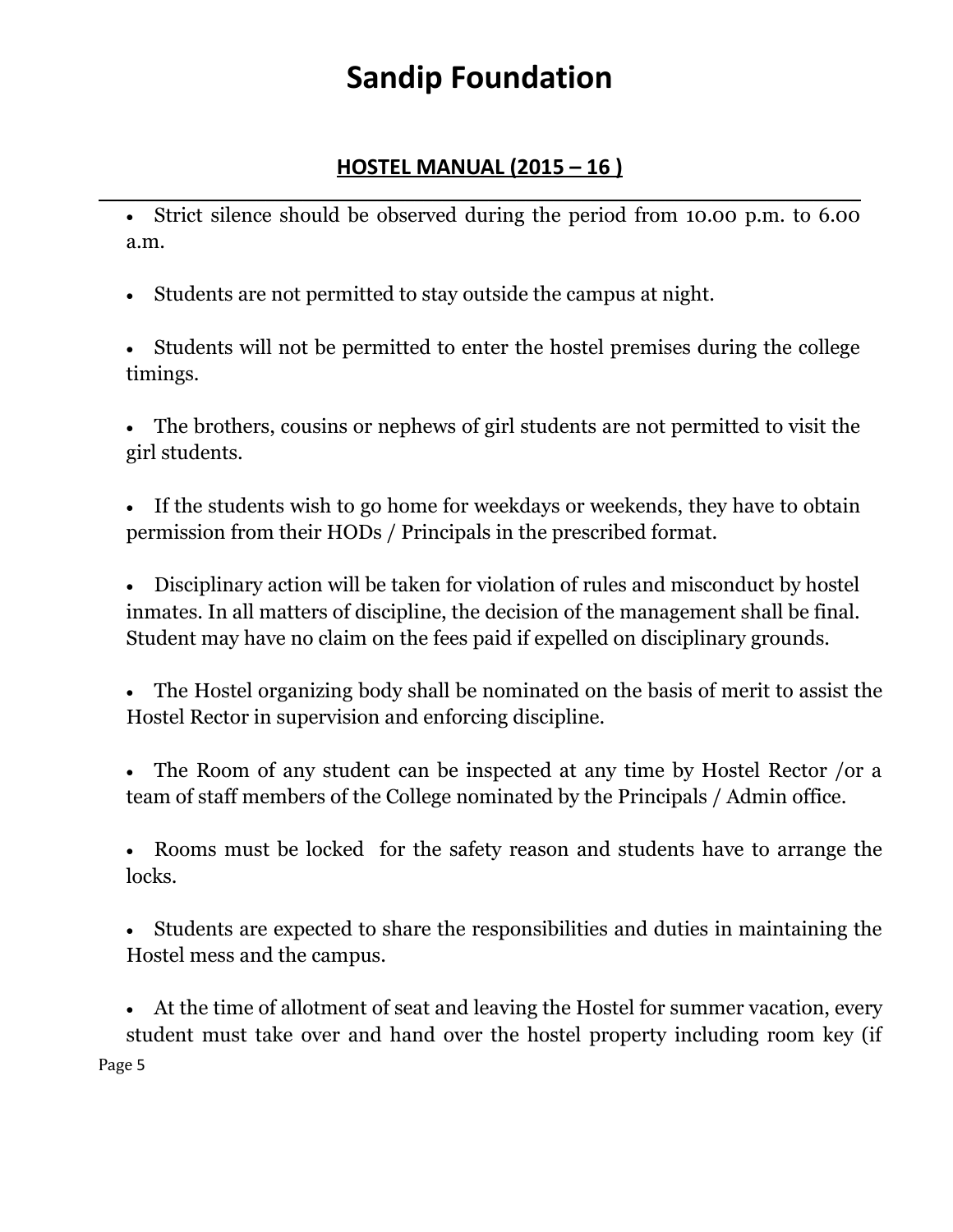- Strict silence should be observed during the period from 10.00 p.m. to 6.00 a.m.

- Students are not permitted to stay outside the campus at night.

- Students will not be permitted to enter the hostel premises during the college timings.

- The brothers, cousins or nephews of girl students are not permitted to visit the girl students.

- If the students wish to go home for weekdays or weekends, they have to obtain permission from their HODs / Principals in the prescribed format.

- Disciplinary action will be taken for violation of rules and misconduct by hostel inmates. In all matters of discipline, the decision of the management shall be final. Student may have no claim on the fees paid if expelled on disciplinary grounds.

- The Hostel organizing body shall be nominated on the basis of merit to assist the Hostel Rector in supervision and enforcing discipline.

- The Room of any student can be inspected at any time by Hostel Rector /or a team of staff members of the College nominated by the Principals / Admin office.

- Rooms must be locked for the safety reason and students have to arrange the locks.

- Students are expected to share the responsibilities and duties in maintaining the Hostel mess and the campus.

- At the time of allotment of seat and leaving the Hostel for summer vacation, every student must take over and hand over the hostel property including room key (if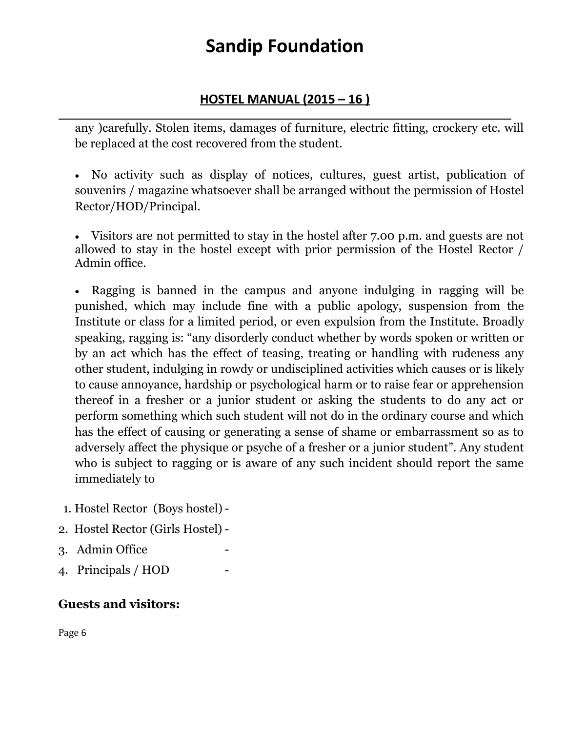any )carefully. Stolen items, damages of furniture, electric fitting, crockery etc. will be replaced at the cost recovered from the student.

- No activity such as display of notices, cultures, guest artist, publication of souvenirs / magazine whatsoever shall be arranged without the permission of Hostel Rector/HOD/Principal.

- Visitors are not permitted to stay in the hostel after 7.00 p.m. and guests are not allowed to stay in the hostel except with prior permission of the Hostel Rector / Admin office.

- Ragging is banned in the campus and anyone indulging in ragging will be punished, which may include fine with a public apology, suspension from the Institute or class for a limited period, or even expulsion from the Institute. Broadly speaking, ragging is: "any disorderly conduct whether by words spoken or written or by an act which has the effect of teasing, treating or handling with rudeness any other student, indulging in rowdy or undisciplined activities which causes or is likely to cause annoyance, hardship or psychological harm or to raise fear or apprehension thereof in a fresher or a junior student or asking the students to do any act or perform something which such student will not do in the ordinary course and which has the effect of causing or generating a sense of shame or embarrassment so as to adversely affect the physique or psyche of a fresher or a junior student". Any student who is subject to ragging or is aware of any such incident should report the same immediately to

1. Hostel Rector (Boys hostel) -
2. Hostel Rector (Girls Hostel) -
3. Admin Office -
4. Principals / HOD -

**Guests and visitors:**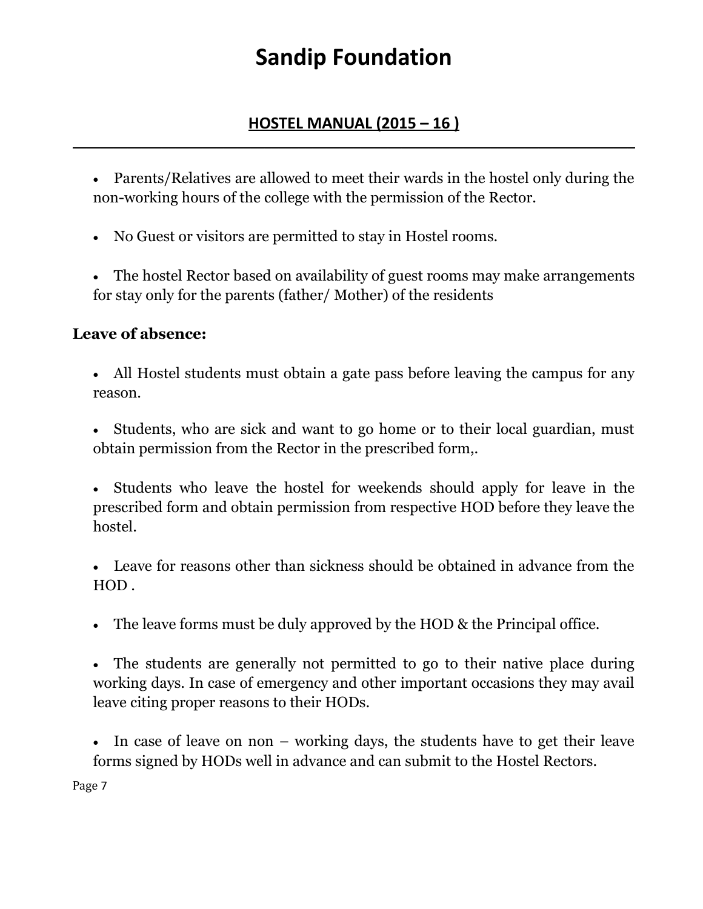- Parents/Relatives are allowed to meet their wards in the hostel only during the non-working hours of the college with the permission of the Rector.

- No Guest or visitors are permitted to stay in Hostel rooms.

- The hostel Rector based on availability of guest rooms may make arrangements for stay only for the parents (father/ Mother) of the residents

**Leave of absence:**

- All Hostel students must obtain a gate pass before leaving the campus for any reason.

- Students, who are sick and want to go home or to their local guardian, must obtain permission from the Rector in the prescribed form,.

- Students who leave the hostel for weekends should apply for leave in the prescribed form and obtain permission from respective HOD before they leave the hostel.

- Leave for reasons other than sickness should be obtained in advance from the HOD .

- The leave forms must be duly approved by the HOD & the Principal office.

- The students are generally not permitted to go to their native place during working days. In case of emergency and other important occasions they may avail leave citing proper reasons to their HODs.

- In case of leave on non – working days, the students have to get their leave forms signed by HODs well in advance and can submit to the Hostel Rectors.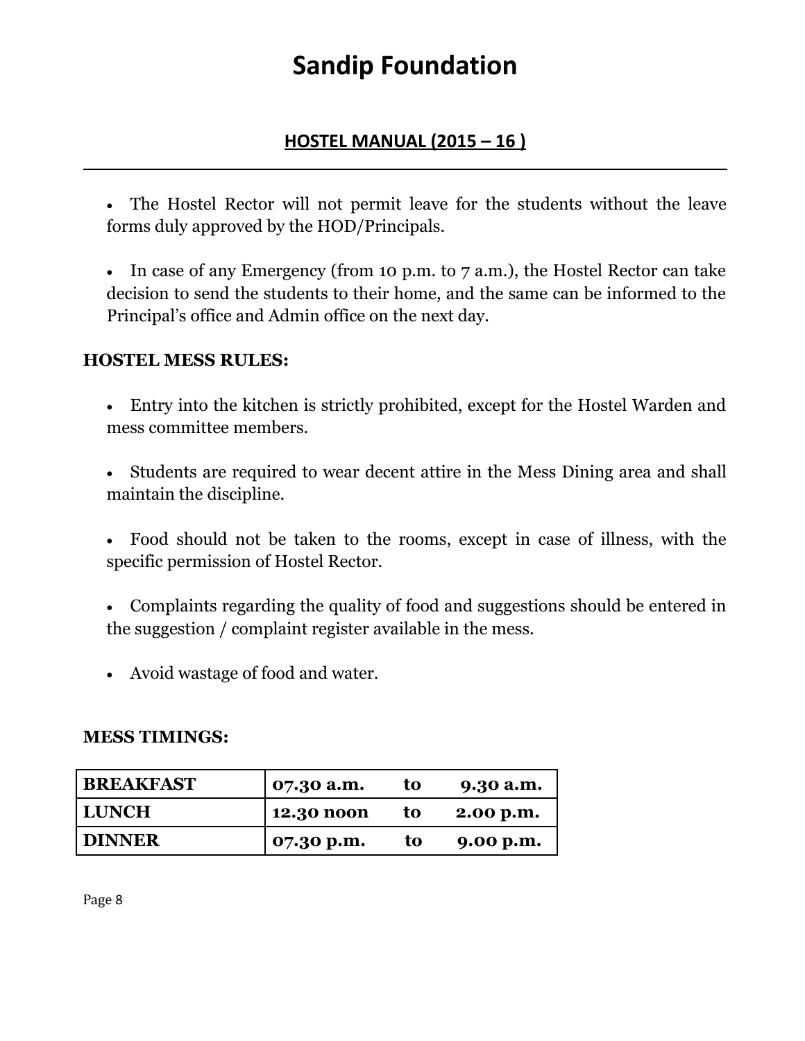# Sandip Foundation

## HOSTEL MANUAL (2015 – 16 )

- The Hostel Rector will not permit leave for the students without the leave forms duly approved by the HOD/Principals.

- In case of any Emergency (from 10 p.m. to 7 a.m.), the Hostel Rector can take decision to send the students to their home, and the same can be informed to the Principal's office and Admin office on the next day.

### HOSTEL MESS RULES:

- Entry into the kitchen is strictly prohibited, except for the Hostel Warden and mess committee members.

- Students are required to wear decent attire in the Mess Dining area and shall maintain the discipline.

- Food should not be taken to the rooms, except in case of illness, with the specific permission of Hostel Rector.

- Complaints regarding the quality of food and suggestions should be entered in the suggestion / complaint register available in the mess.

- Avoid wastage of food and water.

### MESS TIMINGS:

| | |
|---|---|
| **BREAKFAST** | **07.30 a.m. to 9.30 a.m.** |
| **LUNCH** | **12.30 noon to 2.00 p.m.** |
| **DINNER** | **07.30 p.m. to 9.00 p.m.** |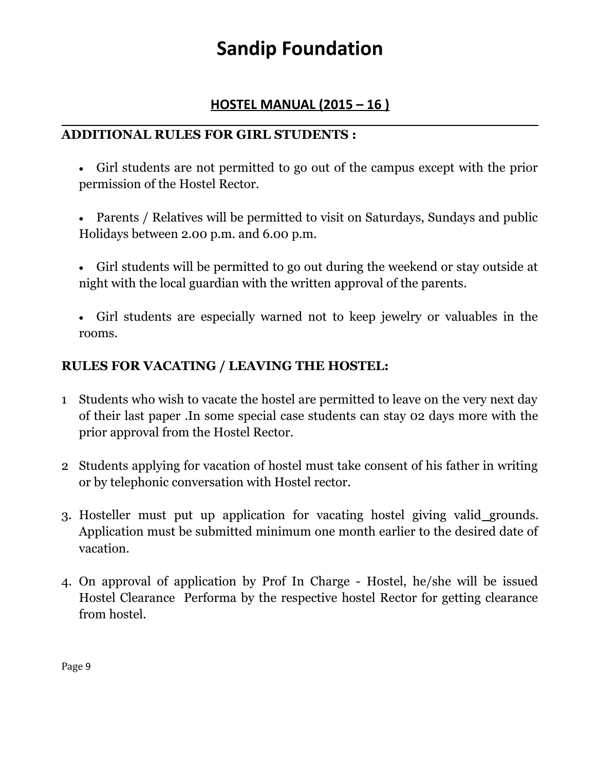# Sandip Foundation

## HOSTEL MANUAL (2015 – 16 )

### ADDITIONAL RULES FOR GIRL STUDENTS :

- Girl students are not permitted to go out of the campus except with the prior permission of the Hostel Rector.
- Parents / Relatives will be permitted to visit on Saturdays, Sundays and public Holidays between 2.00 p.m. and 6.00 p.m.
- Girl students will be permitted to go out during the weekend or stay outside at night with the local guardian with the written approval of the parents.
- Girl students are especially warned not to keep jewelry or valuables in the rooms.

### RULES FOR VACATING / LEAVING THE HOSTEL:

1 Students who wish to vacate the hostel are permitted to leave on the very next day of their last paper .In some special case students can stay 02 days more with the prior approval from the Hostel Rector.

2 Students applying for vacation of hostel must take consent of his father in writing or by telephonic conversation with Hostel rector.

3. Hosteller must put up application for vacating hostel giving valid grounds. Application must be submitted minimum one month earlier to the desired date of vacation.

4. On approval of application by Prof In Charge - Hostel, he/she will be issued Hostel Clearance Performa by the respective hostel Rector for getting clearance from hostel.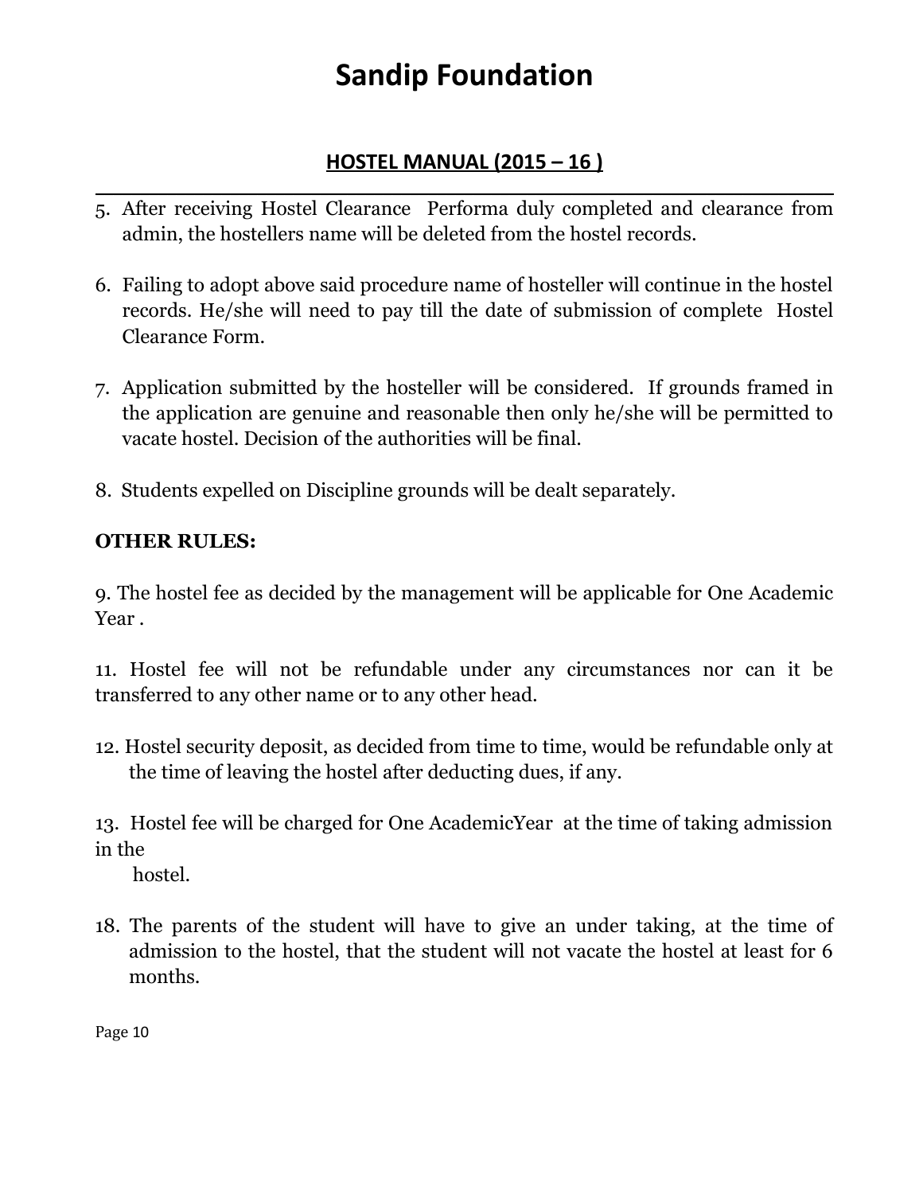5. After receiving Hostel Clearance Performa duly completed and clearance from admin, the hostellers name will be deleted from the hostel records.

6. Failing to adopt above said procedure name of hosteller will continue in the hostel records. He/she will need to pay till the date of submission of complete Hostel Clearance Form.

7. Application submitted by the hosteller will be considered. If grounds framed in the application are genuine and reasonable then only he/she will be permitted to vacate hostel. Decision of the authorities will be final.

8. Students expelled on Discipline grounds will be dealt separately.

**OTHER RULES:**

9. The hostel fee as decided by the management will be applicable for One Academic Year .

11. Hostel fee will not be refundable under any circumstances nor can it be transferred to any other name or to any other head.

12. Hostel security deposit, as decided from time to time, would be refundable only at the time of leaving the hostel after deducting dues, if any.

13. Hostel fee will be charged for One AcademicYear at the time of taking admission in the hostel.

18. The parents of the student will have to give an under taking, at the time of admission to the hostel, that the student will not vacate the hostel at least for 6 months.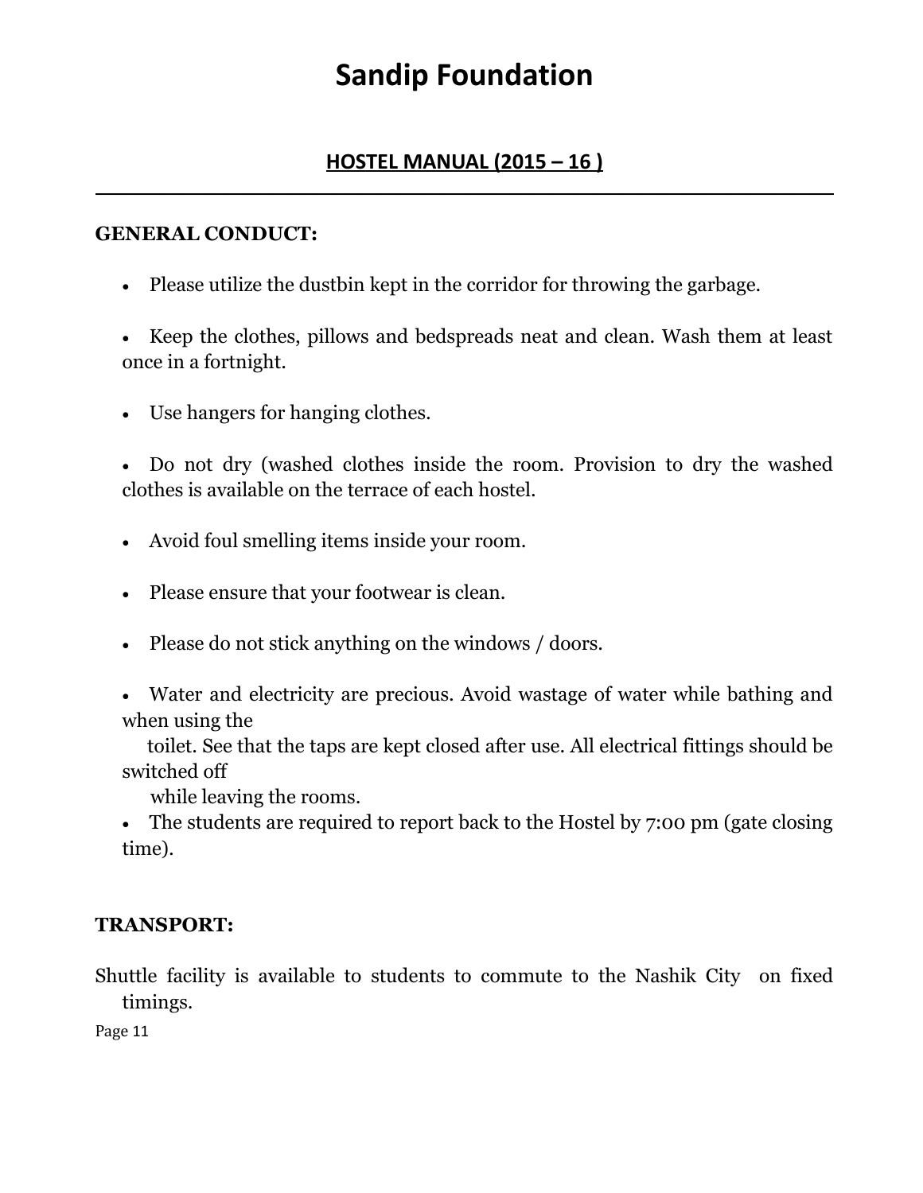# Sandip Foundation

## HOSTEL MANUAL (2015 – 16 )

---

**GENERAL CONDUCT:**

- Please utilize the dustbin kept in the corridor for throwing the garbage.
- Keep the clothes, pillows and bedspreads neat and clean. Wash them at least once in a fortnight.
- Use hangers for hanging clothes.
- Do not dry (washed clothes inside the room. Provision to dry the washed clothes is available on the terrace of each hostel.
- Avoid foul smelling items inside your room.
- Please ensure that your footwear is clean.
- Please do not stick anything on the windows / doors.
- Water and electricity are precious. Avoid wastage of water while bathing and when using the toilet. See that the taps are kept closed after use. All electrical fittings should be switched off while leaving the rooms.
- The students are required to report back to the Hostel by 7:00 pm (gate closing time).

**TRANSPORT:**

Shuttle facility is available to students to commute to the Nashik City on fixed timings.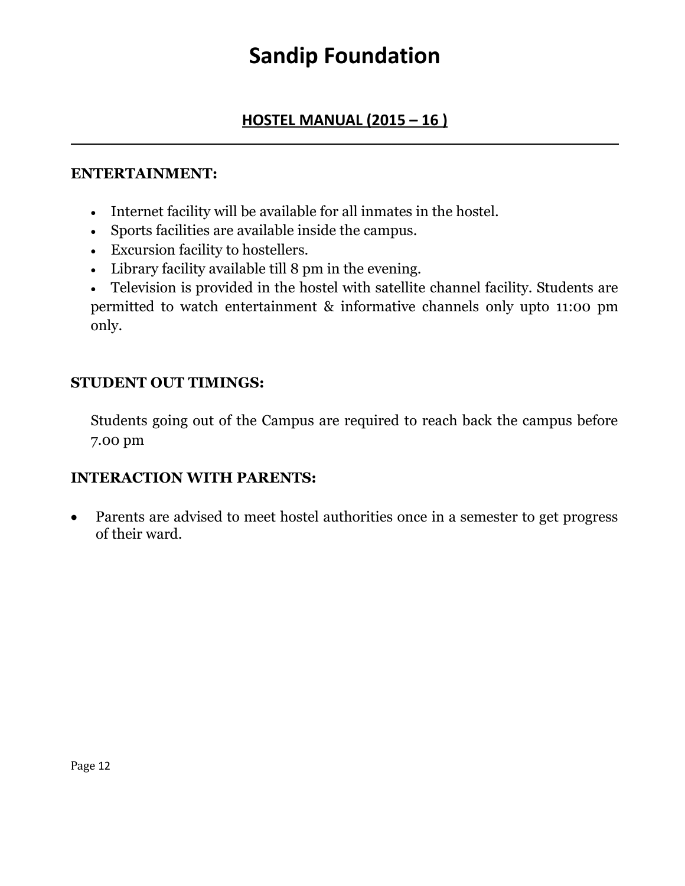**ENTERTAINMENT:**

- Internet facility will be available for all inmates in the hostel.
- Sports facilities are available inside the campus.
- Excursion facility to hostellers.
- Library facility available till 8 pm in the evening.
- Television is provided in the hostel with satellite channel facility. Students are permitted to watch entertainment & informative channels only upto 11:00 pm only.

**STUDENT OUT TIMINGS:**

Students going out of the Campus are required to reach back the campus before 7.00 pm

**INTERACTION WITH PARENTS:**

- Parents are advised to meet hostel authorities once in a semester to get progress of their ward.